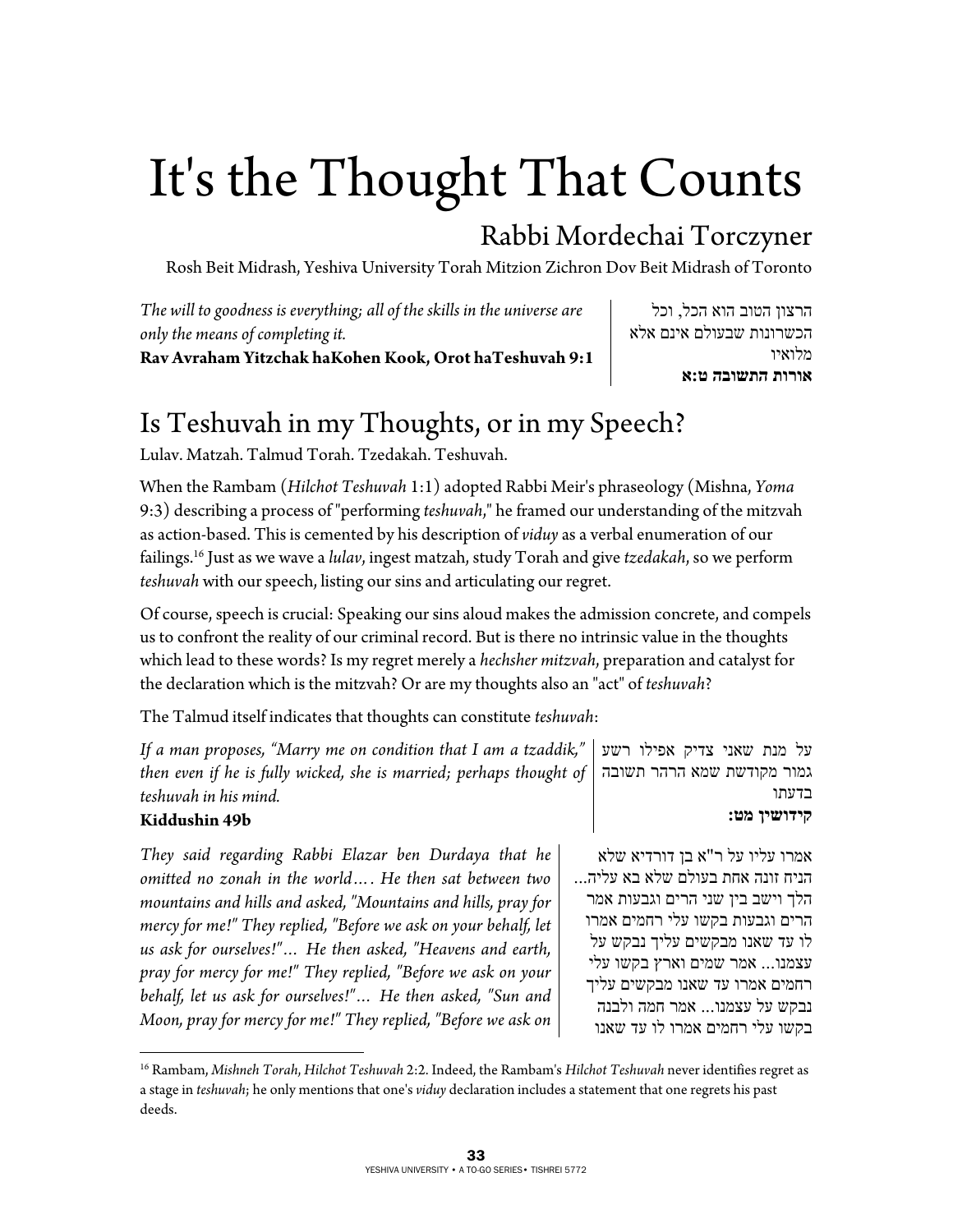# It's the Thought That Counts

## Rabbi Mordechai Torczyner

Rosh Beit Midrash, Yeshiva University Torah Mitzion Zichron Dov Beit Midrash of Toronto

*The will to goodness is everything; all of the skills in the universe are only the means of completing it.*
**Rav Avraham Yitzchak haKohen Kook, Orot haTeshuvah 9:1**

הרצון הטוב הוא הכל, וכל הכשרונות שבעולם אינם אלא מלואיו
**אורות התשובה ט:א**

## Is Teshuvah in my Thoughts, or in my Speech?

Lulav. Matzah. Talmud Torah. Tzedakah. Teshuvah.

When the Rambam (*Hilchot Teshuvah* 1:1) adopted Rabbi Meir's phraseology (Mishna, *Yoma* 9:3) describing a process of "performing *teshuvah*," he framed our understanding of the mitzvah as action-based. This is cemented by his description of *viduy* as a verbal enumeration of our failings.[16] Just as we wave a *lulav*, ingest matzah, study Torah and give *tzedakah*, so we perform *teshuvah* with our speech, listing our sins and articulating our regret.

Of course, speech is crucial: Speaking our sins aloud makes the admission concrete, and compels us to confront the reality of our criminal record. But is there no intrinsic value in the thoughts which lead to these words? Is my regret merely a *hechsher mitzvah*, preparation and catalyst for the declaration which is the mitzvah? Or are my thoughts also an "act" of *teshuvah*?

The Talmud itself indicates that thoughts can constitute *teshuvah*:

*If a man proposes, "Marry me on condition that I am a tzaddik," then even if he is fully wicked, she is married; perhaps thought of teshuvah in his mind.*
**Kiddushin 49b**

על מנת שאני צדיק אפילו רשע גמור מקודשת שמא הרהר תשובה בדעתו
**קידושין מט:**

*They said regarding Rabbi Elazar ben Durdaya that he omitted no zonah in the world…. He then sat between two mountains and hills and asked, "Mountains and hills, pray for mercy for me!" They replied, "Before we ask on your behalf, let us ask for ourselves!"… He then asked, "Heavens and earth, pray for mercy for me!" They replied, "Before we ask on your behalf, let us ask for ourselves!"… He then asked, "Sun and Moon, pray for mercy for me!" They replied, "Before we ask on*

אמרו עליו על ר"א בן דורדיא שלא הניח זונה אחת בעולם שלא בא עליה... הלך וישב בין שני הרים וגבעות אמר הרים וגבעות בקשו עלי רחמים אמרו לו עד שאנו מבקשים עליך נבקש על עצמנו... אמר שמים וארץ בקשו עלי רחמים אמרו עד שאנו מבקשים עליך נבקש על עצמנו... אמר חמה ולבנה בקשו עלי רחמים אמרו לו עד שאנו

---

[16] Rambam, *Mishneh Torah*, *Hilchot Teshuvah* 2:2. Indeed, the Rambam's *Hilchot Teshuvah* never identifies regret as a stage in *teshuvah*; he only mentions that one's *viduy* declaration includes a statement that one regrets his past deeds.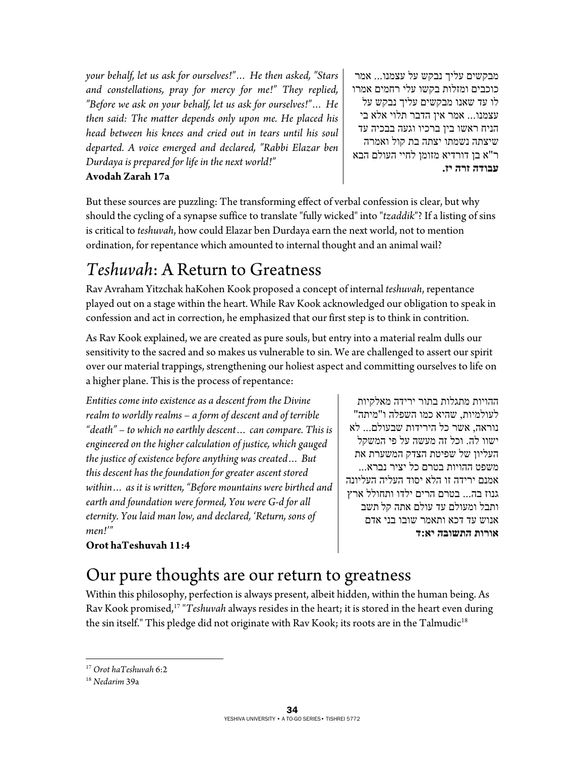*your behalf, let us ask for ourselves!"… He then asked, "Stars and constellations, pray for mercy for me!" They replied, "Before we ask on your behalf, let us ask for ourselves!"… He then said: The matter depends only upon me. He placed his head between his knees and cried out in tears until his soul departed. A voice emerged and declared, "Rabbi Elazar ben Durdaya is prepared for life in the next world!"*
**Avodah Zarah 17a**

מבקשים עליך נבקש על עצמנו... אמר כוכבים ומזלות בקשו עלי רחמים אמרו לו עד שאנו מבקשים עליך נבקש על עצמנו... אמר אין הדבר תלוי אלא בי הניח ראשו בין ברכיו וגעה בבכיה עד שיצתה נשמתו יצתה בת קול ואמרה ר"א בן דורדיא מזומן לחיי העולם הבא
**עבודה זרה יז.**

But these sources are puzzling: The transforming effect of verbal confession is clear, but why should the cycling of a synapse suffice to translate "fully wicked" into "*tzaddik*"? If a listing of sins is critical to *teshuvah*, how could Elazar ben Durdaya earn the next world, not to mention ordination, for repentance which amounted to internal thought and an animal wail?

# *Teshuvah*: A Return to Greatness

Rav Avraham Yitzchak haKohen Kook proposed a concept of internal *teshuvah*, repentance played out on a stage within the heart. While Rav Kook acknowledged our obligation to speak in confession and act in correction, he emphasized that our first step is to think in contrition.

As Rav Kook explained, we are created as pure souls, but entry into a material realm dulls our sensitivity to the sacred and so makes us vulnerable to sin. We are challenged to assert our spirit over our material trappings, strengthening our holiest aspect and committing ourselves to life on a higher plane. This is the process of repentance:

*Entities come into existence as a descent from the Divine realm to worldly realms – a form of descent and of terrible "death" – to which no earthly descent… can compare. This is engineered on the higher calculation of justice, which gauged the justice of existence before anything was created… But this descent has the foundation for greater ascent stored within… as it is written, "Before mountains were birthed and earth and foundation were formed, You were G-d for all eternity. You laid man low, and declared, 'Return, sons of men!'"*
**Orot haTeshuvah 11:4**

ההויות מתגלות בתור ירידה מאלקיות לעולמיות, שהיא כמו השפלה ו"מיתה" נוראה, אשר כל הירידות שבעולם... לא ישוו לה. וכל זה מעשה על פי המשקל העליון של שפיטת הצדק המשערת את משפט ההויות בטרם כל יציר נברא... אמנם ירידה זו הלא יסוד העליה העליונה גנוז בה... בטרם הרים ילדו ותחולל ארץ ותבל ומעולם עד עולם אתה קל תשב אנוש עד דכא ותאמר שובו בני אדם
**אורות התשובה יא:ד**

# Our pure thoughts are our return to greatness

Within this philosophy, perfection is always present, albeit hidden, within the human being. As Rav Kook promised,[17] "*Teshuvah* always resides in the heart; it is stored in the heart even during the sin itself." This pledge did not originate with Rav Kook; its roots are in the Talmudic[18]

---

[17] *Orot haTeshuvah* 6:2

[18] *Nedarim* 39a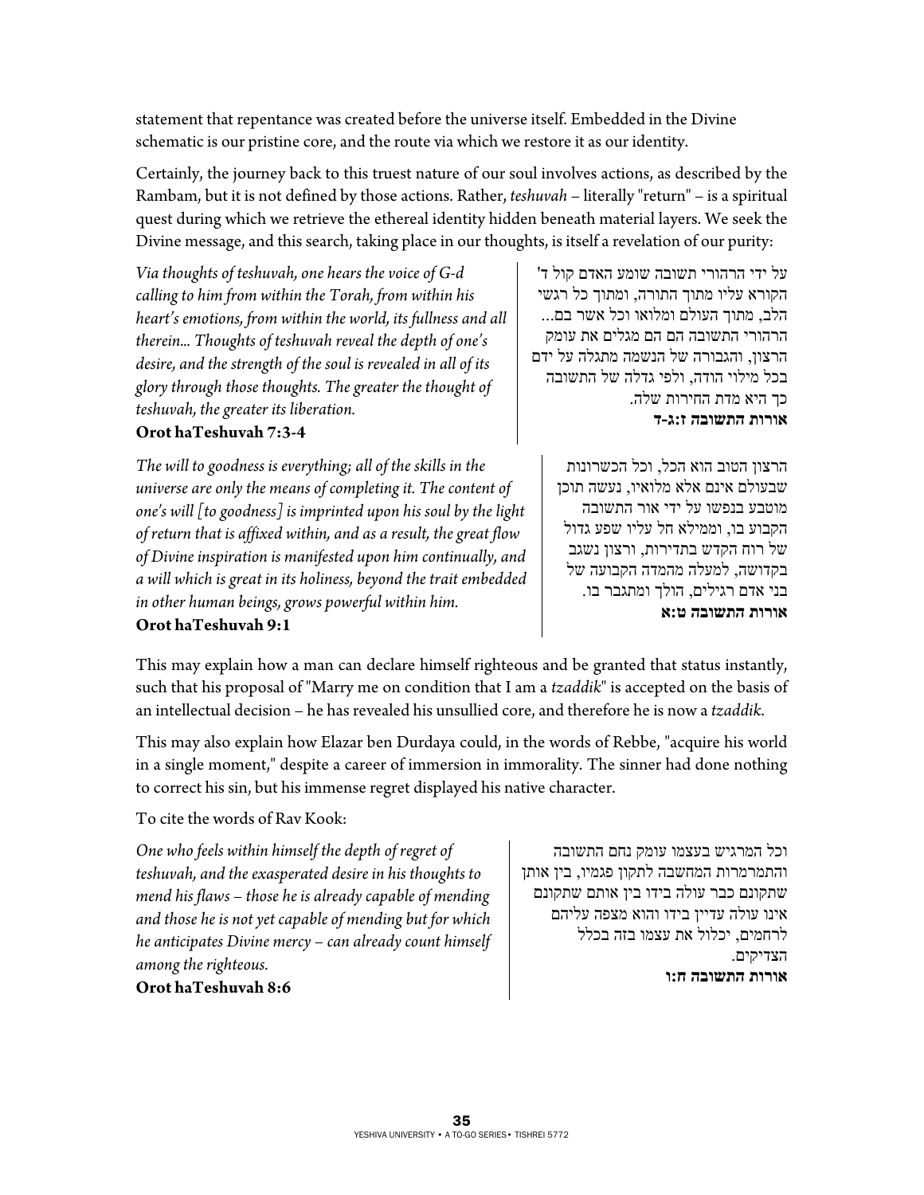statement that repentance was created before the universe itself. Embedded in the Divine schematic is our pristine core, and the route via which we restore it as our identity.

Certainly, the journey back to this truest nature of our soul involves actions, as described by the Rambam, but it is not defined by those actions. Rather, *teshuvah* – literally "return" – is a spiritual quest during which we retrieve the ethereal identity hidden beneath material layers. We seek the Divine message, and this search, taking place in our thoughts, is itself a revelation of our purity:

*Via thoughts of teshuvah, one hears the voice of G-d calling to him from within the Torah, from within his heart's emotions, from within the world, its fullness and all therein... Thoughts of teshuvah reveal the depth of one's desire, and the strength of the soul is revealed in all of its glory through those thoughts. The greater the thought of teshuvah, the greater its liberation.*
**Orot haTeshuvah 7:3-4**

על ידי הרהורי תשובה שומע האדם קול ד' הקורא עליו מתוך התורה, ומתוך כל רגשי הלב, מתוך העולם ומלואו וכל אשר בם... הרהורי התשובה הם הם מגלים את עומק הרצון, והגבורה של הנשמה מתגלה על ידם בכל מילוי הודה, ולפי גדלה של התשובה כך היא מדת החירות שלה.
**אורות התשובה ז:ג-ד**

*The will to goodness is everything; all of the skills in the universe are only the means of completing it. The content of one's will [to goodness] is imprinted upon his soul by the light of return that is affixed within, and as a result, the great flow of Divine inspiration is manifested upon him continually, and a will which is great in its holiness, beyond the trait embedded in other human beings, grows powerful within him.*
**Orot haTeshuvah 9:1**

הרצון הטוב הוא הכל, וכל הכשרונות שבעולם אינם אלא מלואיו, נעשה תוכן מוטבע בנפשו על ידי אור התשובה הקבוע בו, וממילא חל עליו שפע גדול של רוח הקדש בתדירות, ורצון נשגב בקדושה, למעלה מהמדה הקבועה של בני אדם רגילים, הולך ומתגבר בו.
**אורות התשובה ט:א**

This may explain how a man can declare himself righteous and be granted that status instantly, such that his proposal of "Marry me on condition that I am a *tzaddik*" is accepted on the basis of an intellectual decision – he has revealed his unsullied core, and therefore he is now a *tzaddik*.

This may also explain how Elazar ben Durdaya could, in the words of Rebbe, "acquire his world in a single moment," despite a career of immersion in immorality. The sinner had done nothing to correct his sin, but his immense regret displayed his native character.

To cite the words of Rav Kook:

*One who feels within himself the depth of regret of teshuvah, and the exasperated desire in his thoughts to mend his flaws – those he is already capable of mending and those he is not yet capable of mending but for which he anticipates Divine mercy – can already count himself among the righteous.*
**Orot haTeshuvah 8:6**

וכל המרגיש בעצמו עומק נחם התשובה והתמרמרות המחשבה לתקון פגמיו, בין אותן שתקונם כבר עולה בידו בין אותם שתקונם אינו עולה עדיין בידו והוא מצפה עליהם לרחמים, יכלול את עצמו בזה בכלל הצדיקים.
**אורות התשובה ח:ו**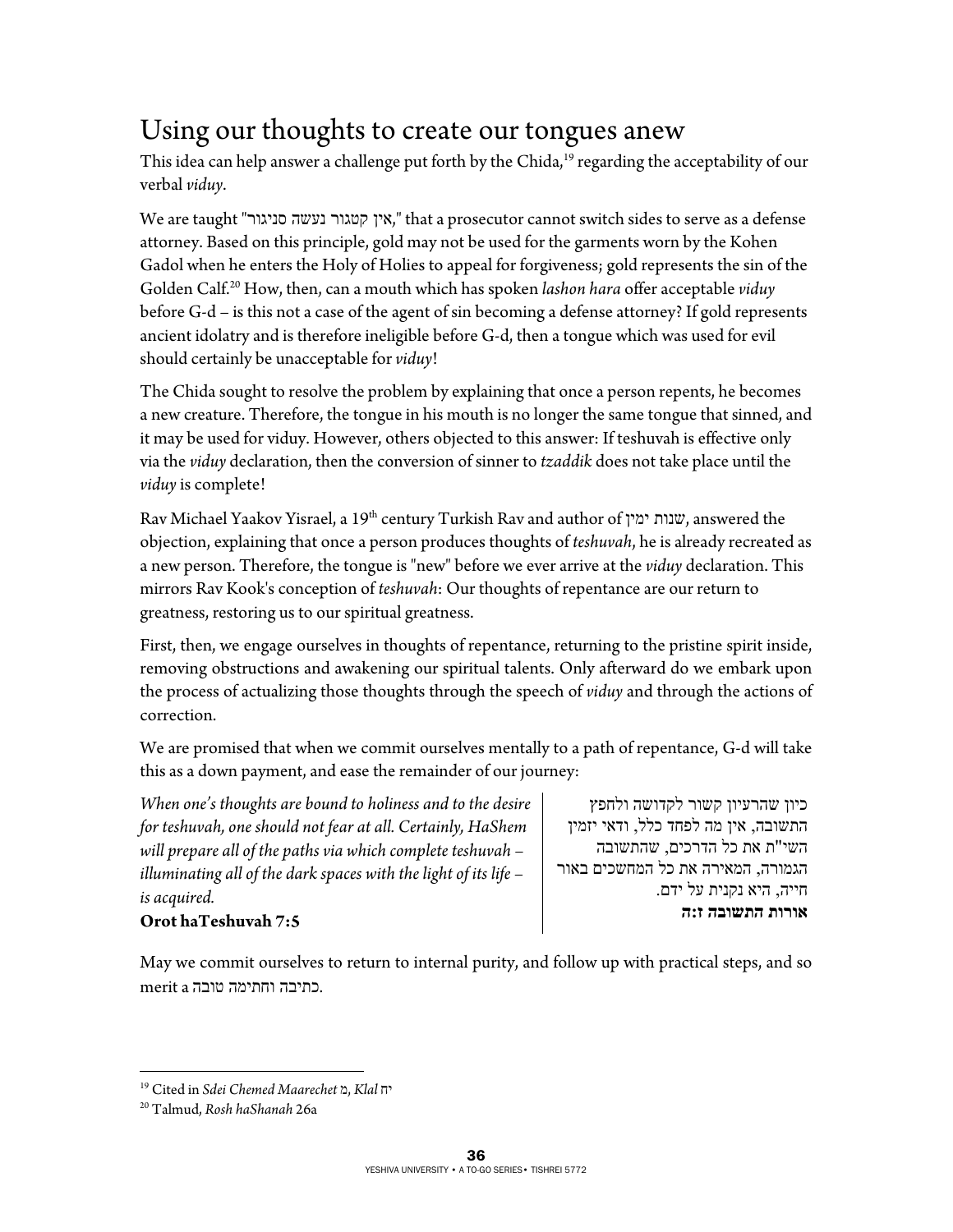## Using our thoughts to create our tongues anew

This idea can help answer a challenge put forth by the Chida,[19] regarding the acceptability of our verbal *viduy*.

We are taught "אין קטגור נעשה סניגור," that a prosecutor cannot switch sides to serve as a defense attorney. Based on this principle, gold may not be used for the garments worn by the Kohen Gadol when he enters the Holy of Holies to appeal for forgiveness; gold represents the sin of the Golden Calf.[20] How, then, can a mouth which has spoken *lashon hara* offer acceptable *viduy* before G-d – is this not a case of the agent of sin becoming a defense attorney? If gold represents ancient idolatry and is therefore ineligible before G-d, then a tongue which was used for evil should certainly be unacceptable for *viduy*!

The Chida sought to resolve the problem by explaining that once a person repents, he becomes a new creature. Therefore, the tongue in his mouth is no longer the same tongue that sinned, and it may be used for viduy. However, others objected to this answer: If teshuvah is effective only via the *viduy* declaration, then the conversion of sinner to *tzaddik* does not take place until the *viduy* is complete!

Rav Michael Yaakov Yisrael, a 19th century Turkish Rav and author of שנות ימין, answered the objection, explaining that once a person produces thoughts of *teshuvah*, he is already recreated as a new person. Therefore, the tongue is "new" before we ever arrive at the *viduy* declaration. This mirrors Rav Kook's conception of *teshuvah*: Our thoughts of repentance are our return to greatness, restoring us to our spiritual greatness.

First, then, we engage ourselves in thoughts of repentance, returning to the pristine spirit inside, removing obstructions and awakening our spiritual talents. Only afterward do we embark upon the process of actualizing those thoughts through the speech of *viduy* and through the actions of correction.

We are promised that when we commit ourselves mentally to a path of repentance, G-d will take this as a down payment, and ease the remainder of our journey:

*When one's thoughts are bound to holiness and to the desire for teshuvah, one should not fear at all. Certainly, HaShem will prepare all of the paths via which complete teshuvah – illuminating all of the dark spaces with the light of its life – is acquired.*
**Orot haTeshuvah 7:5**

כיון שהרעיון קשור לקדושה ולחפץ התשובה, אין מה לפחד כלל, ודאי יזמין השי"ת את כל הדרכים, שהתשובה הגמורה, המאירה את כל המחשכים באור חייה, היא נקנית על ידם.
**אורות התשובה ז:ה**

May we commit ourselves to return to internal purity, and follow up with practical steps, and so merit a כתיבה וחתימה טובה.

---

[19] Cited in *Sdei Chemed Maarechet* מ, *Klal* יח

[20] Talmud, *Rosh haShanah* 26a